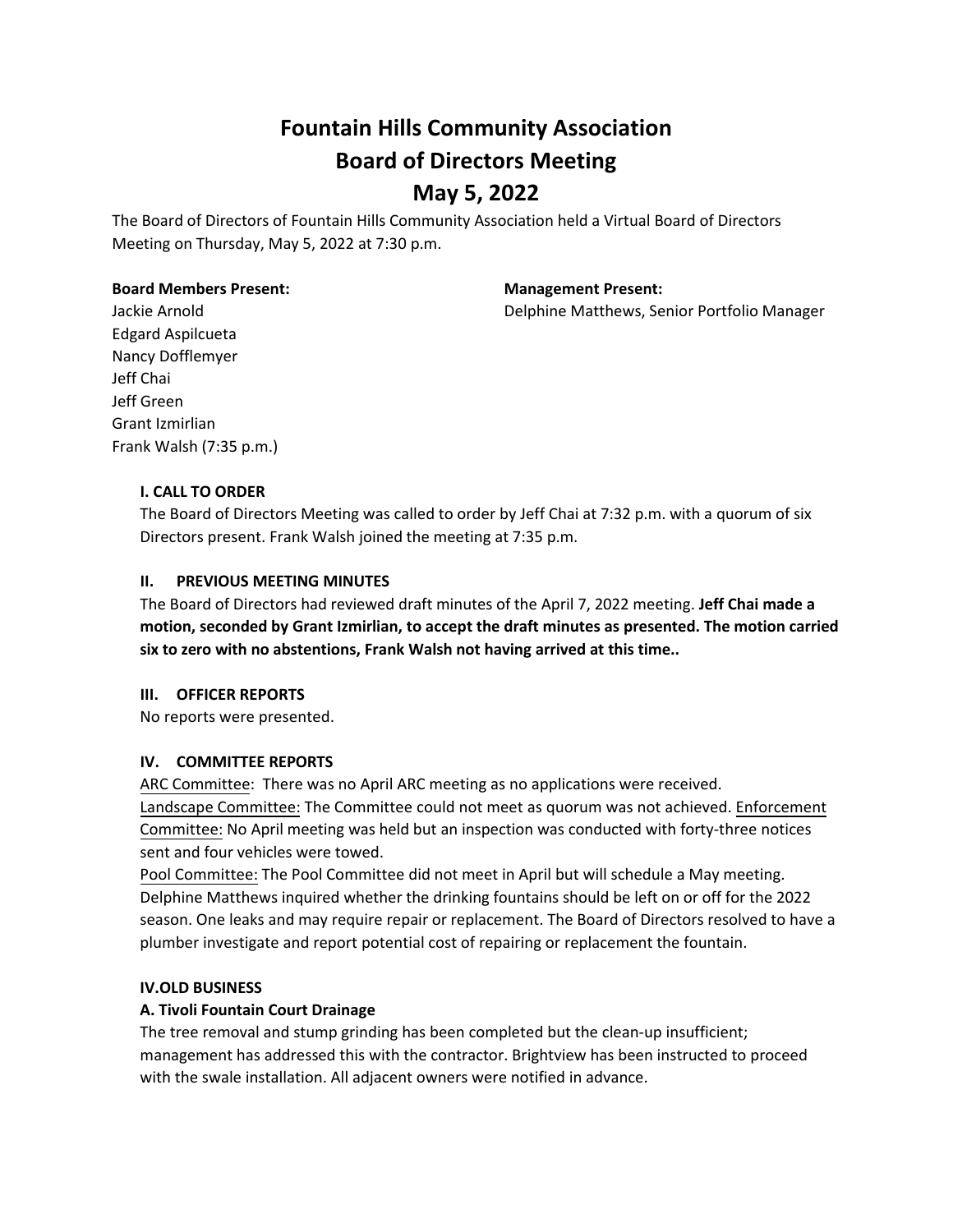# Fountain Hills Community Association
# Board of Directors Meeting
# May 5, 2022

The Board of Directors of Fountain Hills Community Association held a Virtual Board of Directors Meeting on Thursday, May 5, 2022 at 7:30 p.m.

**Board Members Present:**
Jackie Arnold
Edgard Aspilcueta
Nancy Dofflemyer
Jeff Chai
Jeff Green
Grant Izmirlian
Frank Walsh (7:35 p.m.)

**Management Present:**
Delphine Matthews, Senior Portfolio Manager

### I. CALL TO ORDER

The Board of Directors Meeting was called to order by Jeff Chai at 7:32 p.m. with a quorum of six Directors present. Frank Walsh joined the meeting at 7:35 p.m.

### II. PREVIOUS MEETING MINUTES

The Board of Directors had reviewed draft minutes of the April 7, 2022 meeting. **Jeff Chai made a motion, seconded by Grant Izmirlian, to accept the draft minutes as presented. The motion carried six to zero with no abstentions, Frank Walsh not having arrived at this time..**

### III. OFFICER REPORTS

No reports were presented.

### IV. COMMITTEE REPORTS

ARC Committee: There was no April ARC meeting as no applications were received.
Landscape Committee: The Committee could not meet as quorum was not achieved. Enforcement Committee: No April meeting was held but an inspection was conducted with forty-three notices sent and four vehicles were towed.
Pool Committee: The Pool Committee did not meet in April but will schedule a May meeting. Delphine Matthews inquired whether the drinking fountains should be left on or off for the 2022 season. One leaks and may require repair or replacement. The Board of Directors resolved to have a plumber investigate and report potential cost of repairing or replacement the fountain.

### IV.OLD BUSINESS

**A. Tivoli Fountain Court Drainage**

The tree removal and stump grinding has been completed but the clean-up insufficient; management has addressed this with the contractor. Brightview has been instructed to proceed with the swale installation. All adjacent owners were notified in advance.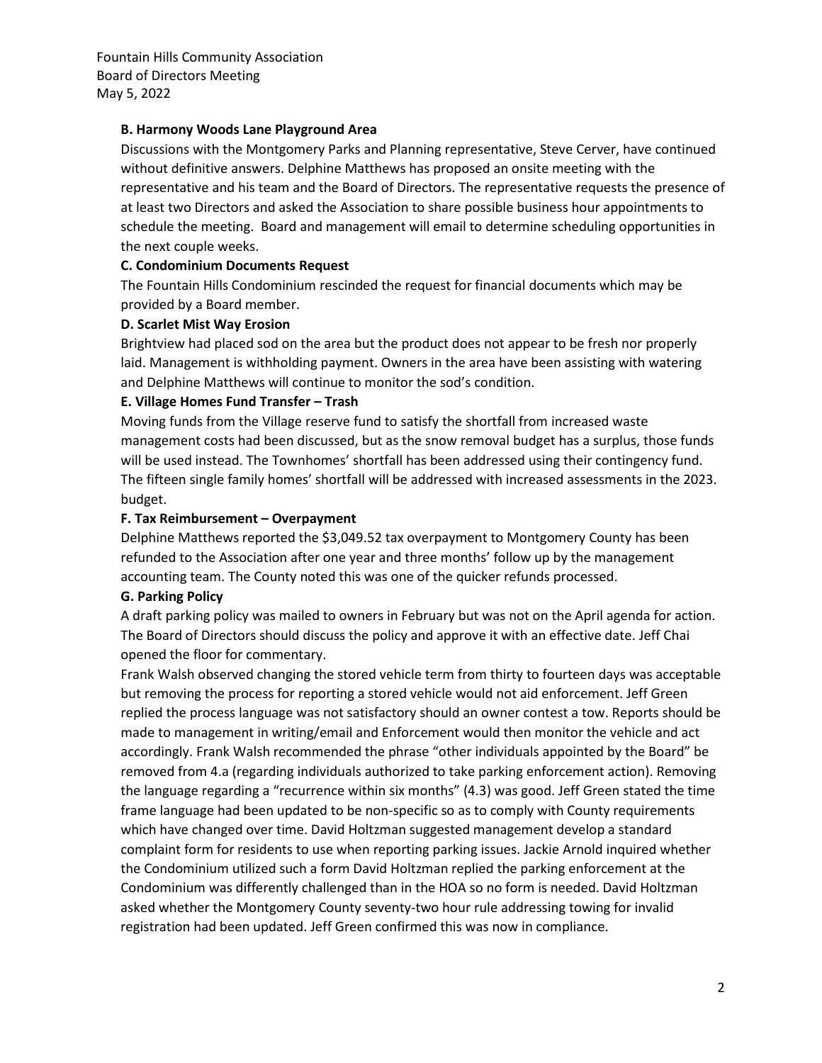Fountain Hills Community Association
Board of Directors Meeting
May 5, 2022

**B. Harmony Woods Lane Playground Area**

Discussions with the Montgomery Parks and Planning representative, Steve Cerver, have continued without definitive answers. Delphine Matthews has proposed an onsite meeting with the representative and his team and the Board of Directors. The representative requests the presence of at least two Directors and asked the Association to share possible business hour appointments to schedule the meeting. Board and management will email to determine scheduling opportunities in the next couple weeks.

**C. Condominium Documents Request**

The Fountain Hills Condominium rescinded the request for financial documents which may be provided by a Board member.

**D. Scarlet Mist Way Erosion**

Brightview had placed sod on the area but the product does not appear to be fresh nor properly laid. Management is withholding payment. Owners in the area have been assisting with watering and Delphine Matthews will continue to monitor the sod's condition.

**E. Village Homes Fund Transfer – Trash**

Moving funds from the Village reserve fund to satisfy the shortfall from increased waste management costs had been discussed, but as the snow removal budget has a surplus, those funds will be used instead. The Townhomes' shortfall has been addressed using their contingency fund. The fifteen single family homes' shortfall will be addressed with increased assessments in the 2023. budget.

**F. Tax Reimbursement – Overpayment**

Delphine Matthews reported the $3,049.52 tax overpayment to Montgomery County has been refunded to the Association after one year and three months' follow up by the management accounting team. The County noted this was one of the quicker refunds processed.

**G. Parking Policy**

A draft parking policy was mailed to owners in February but was not on the April agenda for action. The Board of Directors should discuss the policy and approve it with an effective date. Jeff Chai opened the floor for commentary.

Frank Walsh observed changing the stored vehicle term from thirty to fourteen days was acceptable but removing the process for reporting a stored vehicle would not aid enforcement. Jeff Green replied the process language was not satisfactory should an owner contest a tow. Reports should be made to management in writing/email and Enforcement would then monitor the vehicle and act accordingly. Frank Walsh recommended the phrase "other individuals appointed by the Board" be removed from 4.a (regarding individuals authorized to take parking enforcement action). Removing the language regarding a "recurrence within six months" (4.3) was good. Jeff Green stated the time frame language had been updated to be non-specific so as to comply with County requirements which have changed over time. David Holtzman suggested management develop a standard complaint form for residents to use when reporting parking issues. Jackie Arnold inquired whether the Condominium utilized such a form David Holtzman replied the parking enforcement at the Condominium was differently challenged than in the HOA so no form is needed. David Holtzman asked whether the Montgomery County seventy-two hour rule addressing towing for invalid registration had been updated. Jeff Green confirmed this was now in compliance.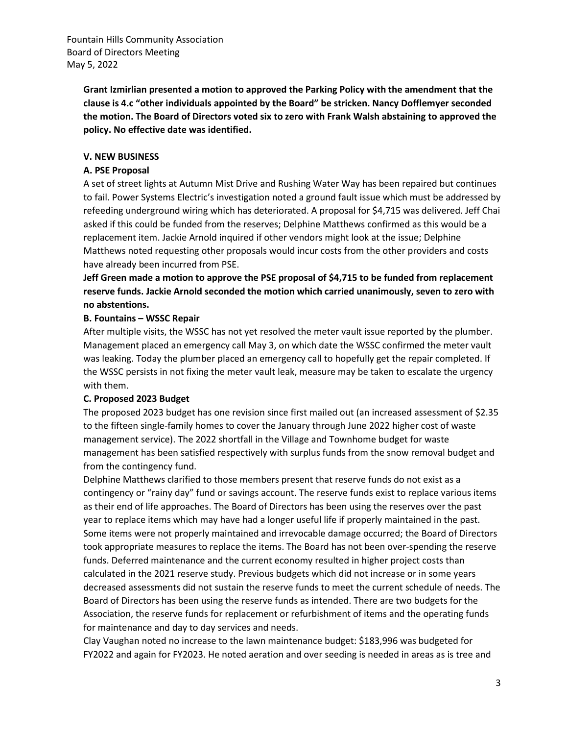**Grant Izmirlian presented a motion to approved the Parking Policy with the amendment that the clause is 4.c "other individuals appointed by the Board" be stricken. Nancy Dofflemyer seconded the motion. The Board of Directors voted six to zero with Frank Walsh abstaining to approved the policy. No effective date was identified.**

**V. NEW BUSINESS**

**A. PSE Proposal**

A set of street lights at Autumn Mist Drive and Rushing Water Way has been repaired but continues to fail. Power Systems Electric's investigation noted a ground fault issue which must be addressed by refeeding underground wiring which has deteriorated. A proposal for $4,715 was delivered. Jeff Chai asked if this could be funded from the reserves; Delphine Matthews confirmed as this would be a replacement item. Jackie Arnold inquired if other vendors might look at the issue; Delphine Matthews noted requesting other proposals would incur costs from the other providers and costs have already been incurred from PSE.

**Jeff Green made a motion to approve the PSE proposal of $4,715 to be funded from replacement reserve funds. Jackie Arnold seconded the motion which carried unanimously, seven to zero with no abstentions.**

**B. Fountains – WSSC Repair**

After multiple visits, the WSSC has not yet resolved the meter vault issue reported by the plumber. Management placed an emergency call May 3, on which date the WSSC confirmed the meter vault was leaking. Today the plumber placed an emergency call to hopefully get the repair completed. If the WSSC persists in not fixing the meter vault leak, measure may be taken to escalate the urgency with them.

**C. Proposed 2023 Budget**

The proposed 2023 budget has one revision since first mailed out (an increased assessment of $2.35 to the fifteen single-family homes to cover the January through June 2022 higher cost of waste management service). The 2022 shortfall in the Village and Townhome budget for waste management has been satisfied respectively with surplus funds from the snow removal budget and from the contingency fund.

Delphine Matthews clarified to those members present that reserve funds do not exist as a contingency or "rainy day" fund or savings account. The reserve funds exist to replace various items as their end of life approaches. The Board of Directors has been using the reserves over the past year to replace items which may have had a longer useful life if properly maintained in the past. Some items were not properly maintained and irrevocable damage occurred; the Board of Directors took appropriate measures to replace the items. The Board has not been over-spending the reserve funds. Deferred maintenance and the current economy resulted in higher project costs than calculated in the 2021 reserve study. Previous budgets which did not increase or in some years decreased assessments did not sustain the reserve funds to meet the current schedule of needs. The Board of Directors has been using the reserve funds as intended. There are two budgets for the Association, the reserve funds for replacement or refurbishment of items and the operating funds for maintenance and day to day services and needs.

Clay Vaughan noted no increase to the lawn maintenance budget: $183,996 was budgeted for FY2022 and again for FY2023. He noted aeration and over seeding is needed in areas as is tree and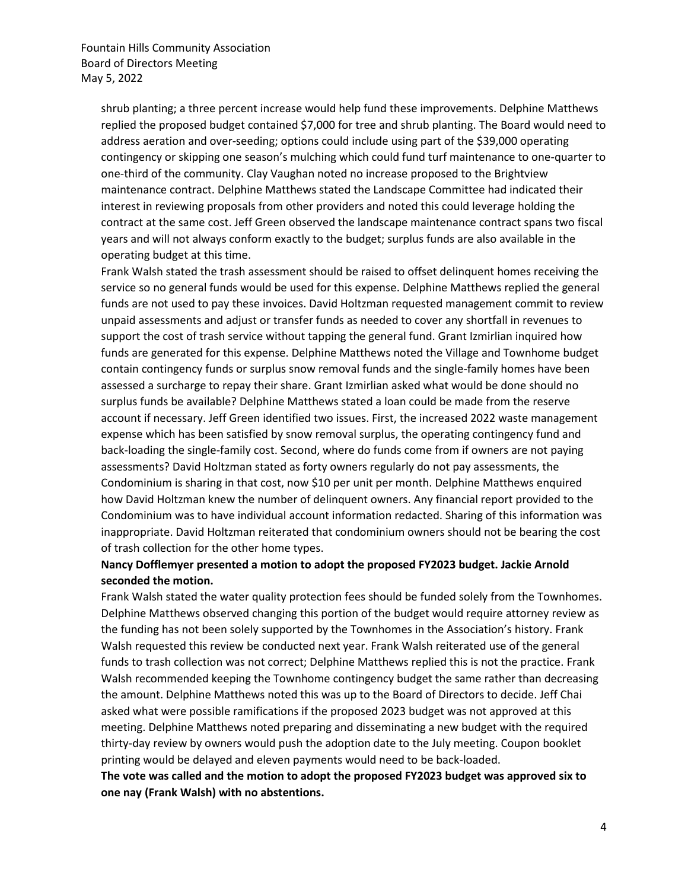shrub planting; a three percent increase would help fund these improvements. Delphine Matthews replied the proposed budget contained $7,000 for tree and shrub planting. The Board would need to address aeration and over-seeding; options could include using part of the $39,000 operating contingency or skipping one season's mulching which could fund turf maintenance to one-quarter to one-third of the community. Clay Vaughan noted no increase proposed to the Brightview maintenance contract. Delphine Matthews stated the Landscape Committee had indicated their interest in reviewing proposals from other providers and noted this could leverage holding the contract at the same cost. Jeff Green observed the landscape maintenance contract spans two fiscal years and will not always conform exactly to the budget; surplus funds are also available in the operating budget at this time.

Frank Walsh stated the trash assessment should be raised to offset delinquent homes receiving the service so no general funds would be used for this expense. Delphine Matthews replied the general funds are not used to pay these invoices. David Holtzman requested management commit to review unpaid assessments and adjust or transfer funds as needed to cover any shortfall in revenues to support the cost of trash service without tapping the general fund. Grant Izmirlian inquired how funds are generated for this expense. Delphine Matthews noted the Village and Townhome budget contain contingency funds or surplus snow removal funds and the single-family homes have been assessed a surcharge to repay their share. Grant Izmirlian asked what would be done should no surplus funds be available? Delphine Matthews stated a loan could be made from the reserve account if necessary. Jeff Green identified two issues. First, the increased 2022 waste management expense which has been satisfied by snow removal surplus, the operating contingency fund and back-loading the single-family cost. Second, where do funds come from if owners are not paying assessments? David Holtzman stated as forty owners regularly do not pay assessments, the Condominium is sharing in that cost, now $10 per unit per month. Delphine Matthews enquired how David Holtzman knew the number of delinquent owners. Any financial report provided to the Condominium was to have individual account information redacted. Sharing of this information was inappropriate. David Holtzman reiterated that condominium owners should not be bearing the cost of trash collection for the other home types.

**Nancy Dofflemyer presented a motion to adopt the proposed FY2023 budget. Jackie Arnold seconded the motion.**

Frank Walsh stated the water quality protection fees should be funded solely from the Townhomes. Delphine Matthews observed changing this portion of the budget would require attorney review as the funding has not been solely supported by the Townhomes in the Association's history. Frank Walsh requested this review be conducted next year. Frank Walsh reiterated use of the general funds to trash collection was not correct; Delphine Matthews replied this is not the practice. Frank Walsh recommended keeping the Townhome contingency budget the same rather than decreasing the amount. Delphine Matthews noted this was up to the Board of Directors to decide. Jeff Chai asked what were possible ramifications if the proposed 2023 budget was not approved at this meeting. Delphine Matthews noted preparing and disseminating a new budget with the required thirty-day review by owners would push the adoption date to the July meeting. Coupon booklet printing would be delayed and eleven payments would need to be back-loaded.

**The vote was called and the motion to adopt the proposed FY2023 budget was approved six to one nay (Frank Walsh) with no abstentions.**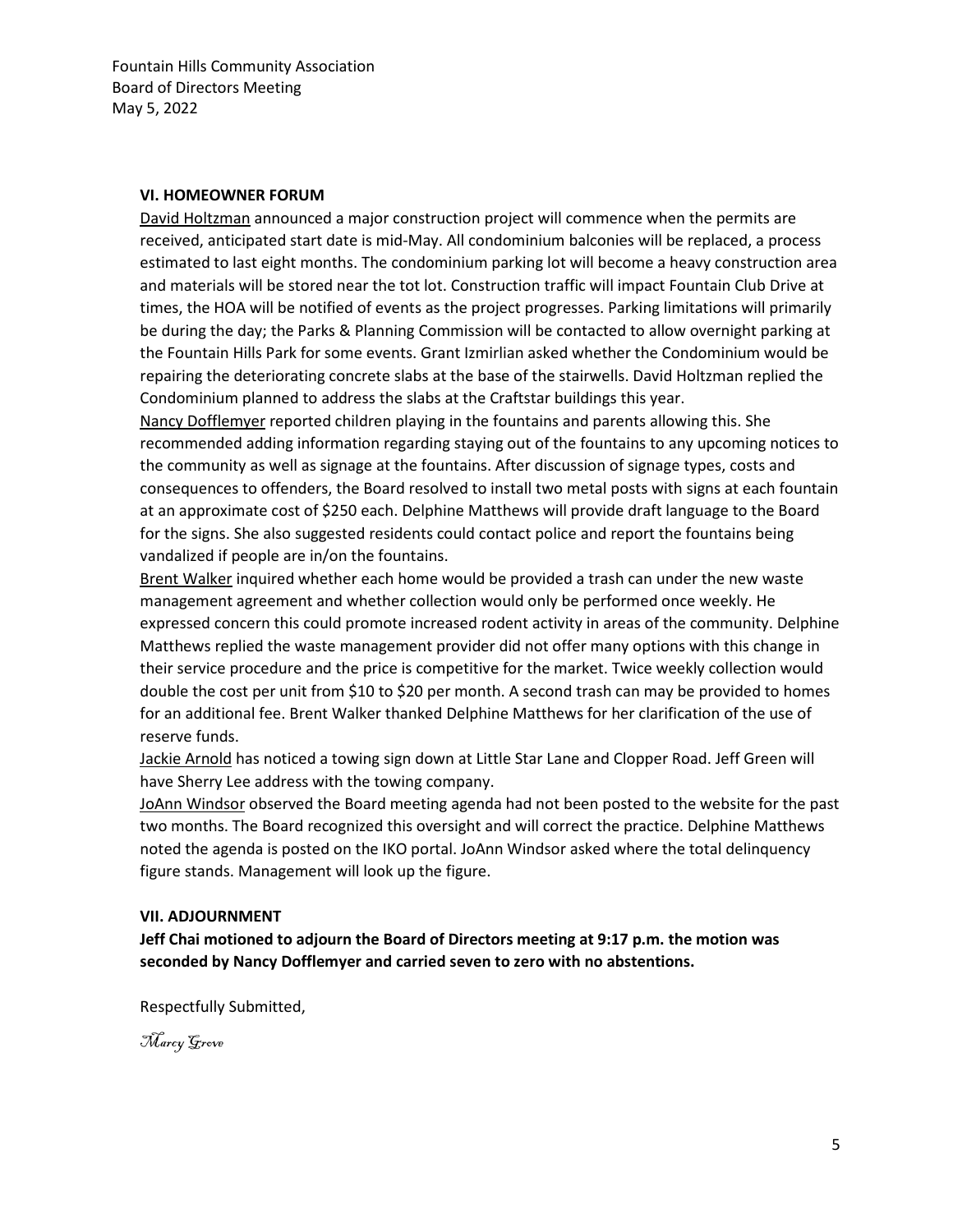### VI. HOMEOWNER FORUM

David Holtzman announced a major construction project will commence when the permits are received, anticipated start date is mid-May. All condominium balconies will be replaced, a process estimated to last eight months. The condominium parking lot will become a heavy construction area and materials will be stored near the tot lot. Construction traffic will impact Fountain Club Drive at times, the HOA will be notified of events as the project progresses. Parking limitations will primarily be during the day; the Parks & Planning Commission will be contacted to allow overnight parking at the Fountain Hills Park for some events. Grant Izmirlian asked whether the Condominium would be repairing the deteriorating concrete slabs at the base of the stairwells. David Holtzman replied the Condominium planned to address the slabs at the Craftstar buildings this year.

Nancy Dofflemyer reported children playing in the fountains and parents allowing this. She recommended adding information regarding staying out of the fountains to any upcoming notices to the community as well as signage at the fountains. After discussion of signage types, costs and consequences to offenders, the Board resolved to install two metal posts with signs at each fountain at an approximate cost of $250 each. Delphine Matthews will provide draft language to the Board for the signs. She also suggested residents could contact police and report the fountains being vandalized if people are in/on the fountains.

Brent Walker inquired whether each home would be provided a trash can under the new waste management agreement and whether collection would only be performed once weekly. He expressed concern this could promote increased rodent activity in areas of the community. Delphine Matthews replied the waste management provider did not offer many options with this change in their service procedure and the price is competitive for the market. Twice weekly collection would double the cost per unit from $10 to $20 per month. A second trash can may be provided to homes for an additional fee. Brent Walker thanked Delphine Matthews for her clarification of the use of reserve funds.

Jackie Arnold has noticed a towing sign down at Little Star Lane and Clopper Road. Jeff Green will have Sherry Lee address with the towing company.

JoAnn Windsor observed the Board meeting agenda had not been posted to the website for the past two months. The Board recognized this oversight and will correct the practice. Delphine Matthews noted the agenda is posted on the IKO portal. JoAnn Windsor asked where the total delinquency figure stands. Management will look up the figure.

### VII. ADJOURNMENT

**Jeff Chai motioned to adjourn the Board of Directors meeting at 9:17 p.m. the motion was seconded by Nancy Dofflemyer and carried seven to zero with no abstentions.**

Respectfully Submitted,

*Marcy Grove*